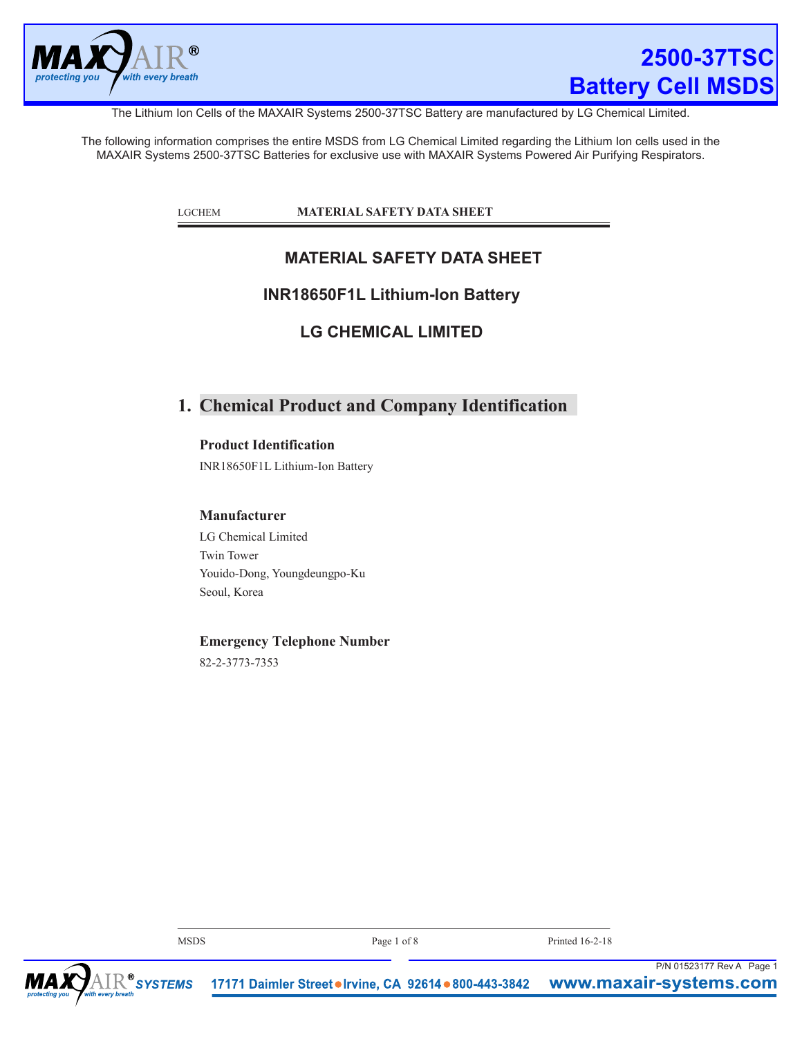# 2500-37TSC Battery Cell MSDS

The Lithium Ion Cells of the MAXAIR Systems 2500-37TSC Battery are manufactured by LG Chemical Limited.

The following information comprises the entire MSDS from LG Chemical Limited regarding the Lithium Ion cells used in the MAXAIR Systems 2500-37TSC Batteries for exclusive use with MAXAIR Systems Powered Air Purifying Respirators.

LGCHEM MATERIAL SAFETY DATA SHEET

## MATERIAL SAFETY DATA SHEET

## INR18650F1L Lithium-Ion Battery

## LG CHEMICAL LIMITED

## 1. Chemical Product and Company Identification

### Product Identification

INR18650F1L Lithium-Ion Battery

### Manufacturer

LG Chemical Limited
Twin Tower
Youido-Dong, Youngdeungpo-Ku
Seoul, Korea

### Emergency Telephone Number

82-2-3773-7353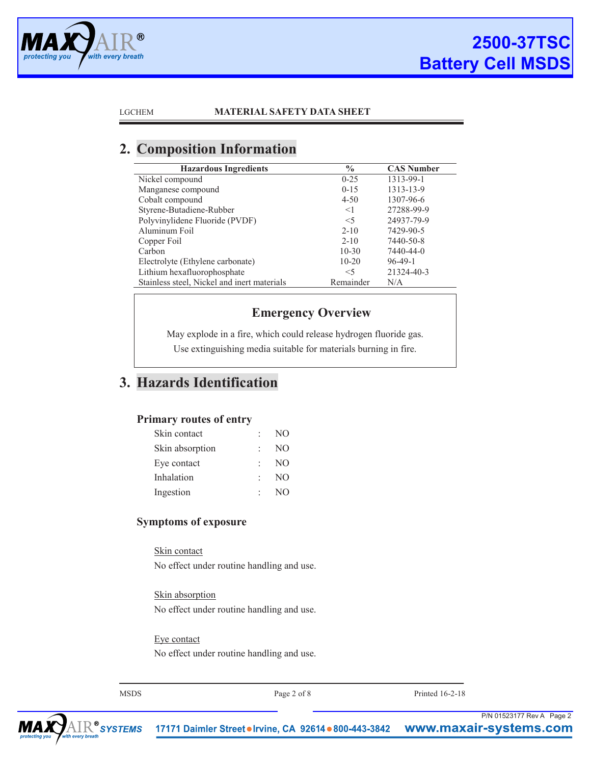## 2. Composition Information

| Hazardous Ingredients | % | CAS Number |
|---|---|---|
| Nickel compound | 0-25 | 1313-99-1 |
| Manganese compound | 0-15 | 1313-13-9 |
| Cobalt compound | 4-50 | 1307-96-6 |
| Styrene-Butadiene-Rubber | <1 | 27288-99-9 |
| Polyvinylidene Fluoride (PVDF) | <5 | 24937-79-9 |
| Aluminum Foil | 2-10 | 7429-90-5 |
| Copper Foil | 2-10 | 7440-50-8 |
| Carbon | 10-30 | 7440-44-0 |
| Electrolyte (Ethylene carbonate) | 10-20 | 96-49-1 |
| Lithium hexafluorophosphate | <5 | 21324-40-3 |
| Stainless steel, Nickel and inert materials | Remainder | N/A |

### Emergency Overview

May explode in a fire, which could release hydrogen fluoride gas.
Use extinguishing media suitable for materials burning in fire.

## 3. Hazards Identification

### Primary routes of entry

| | | |
|---|---|---|
| Skin contact | : | NO |
| Skin absorption | : | NO |
| Eye contact | : | NO |
| Inhalation | : | NO |
| Ingestion | : | NO |

### Symptoms of exposure

Skin contact

No effect under routine handling and use.

Skin absorption

No effect under routine handling and use.

Eye contact

No effect under routine handling and use.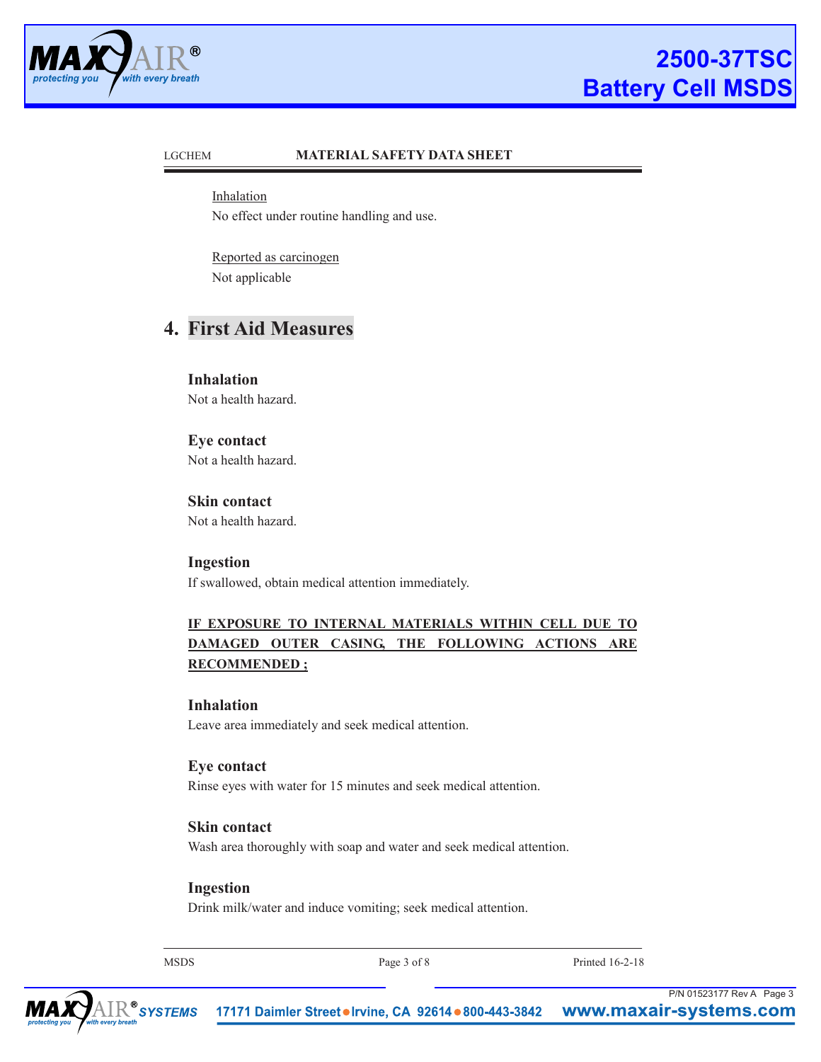Inhalation

No effect under routine handling and use.

Reported as carcinogen

Not applicable

## 4. First Aid Measures

**Inhalation**

Not a health hazard.

**Eye contact**

Not a health hazard.

**Skin contact**

Not a health hazard.

**Ingestion**

If swallowed, obtain medical attention immediately.

**IF EXPOSURE TO INTERNAL MATERIALS WITHIN CELL DUE TO DAMAGED OUTER CASING, THE FOLLOWING ACTIONS ARE RECOMMENDED ;**

**Inhalation**

Leave area immediately and seek medical attention.

**Eye contact**

Rinse eyes with water for 15 minutes and seek medical attention.

**Skin contact**

Wash area thoroughly with soap and water and seek medical attention.

**Ingestion**

Drink milk/water and induce vomiting; seek medical attention.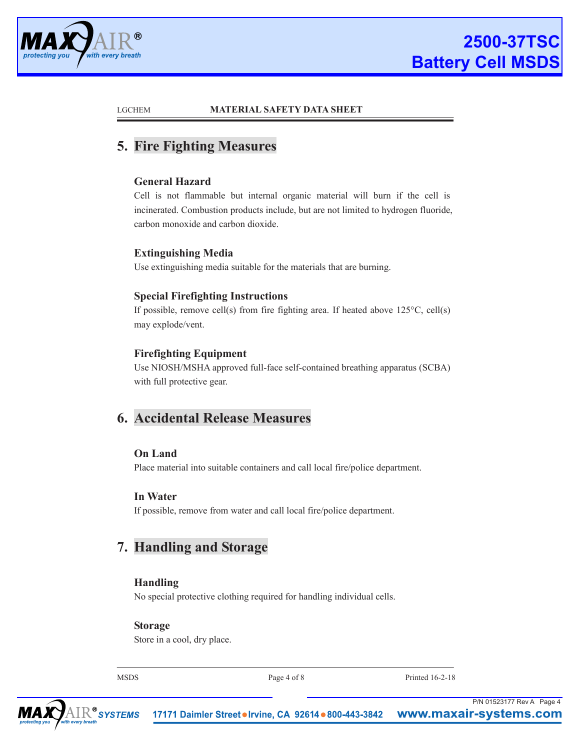## 5. Fire Fighting Measures

### General Hazard

Cell is not flammable but internal organic material will burn if the cell is incinerated. Combustion products include, but are not limited to hydrogen fluoride, carbon monoxide and carbon dioxide.

### Extinguishing Media

Use extinguishing media suitable for the materials that are burning.

### Special Firefighting Instructions

If possible, remove cell(s) from fire fighting area. If heated above 125°C, cell(s) may explode/vent.

### Firefighting Equipment

Use NIOSH/MSHA approved full-face self-contained breathing apparatus (SCBA) with full protective gear.

## 6. Accidental Release Measures

### On Land

Place material into suitable containers and call local fire/police department.

### In Water

If possible, remove from water and call local fire/police department.

## 7. Handling and Storage

### Handling

No special protective clothing required for handling individual cells.

### Storage

Store in a cool, dry place.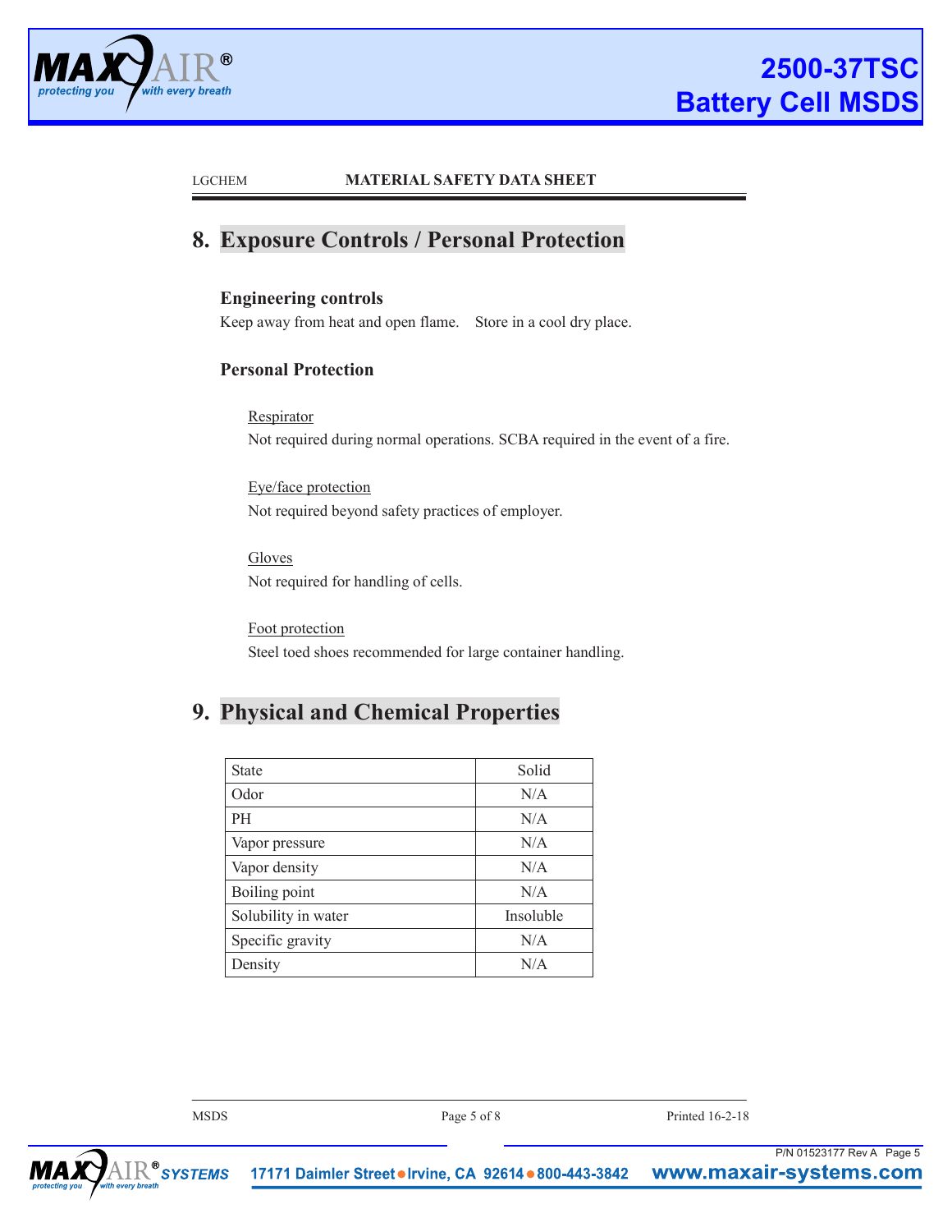## 8. Exposure Controls / Personal Protection

### Engineering controls

Keep away from heat and open flame.   Store in a cool dry place.

### Personal Protection

Respirator

Not required during normal operations. SCBA required in the event of a fire.

Eye/face protection

Not required beyond safety practices of employer.

Gloves

Not required for handling of cells.

Foot protection

Steel toed shoes recommended for large container handling.

## 9. Physical and Chemical Properties

| State | Solid |
|---|---|
| Odor | N/A |
| PH | N/A |
| Vapor pressure | N/A |
| Vapor density | N/A |
| Boiling point | N/A |
| Solubility in water | Insoluble |
| Specific gravity | N/A |
| Density | N/A |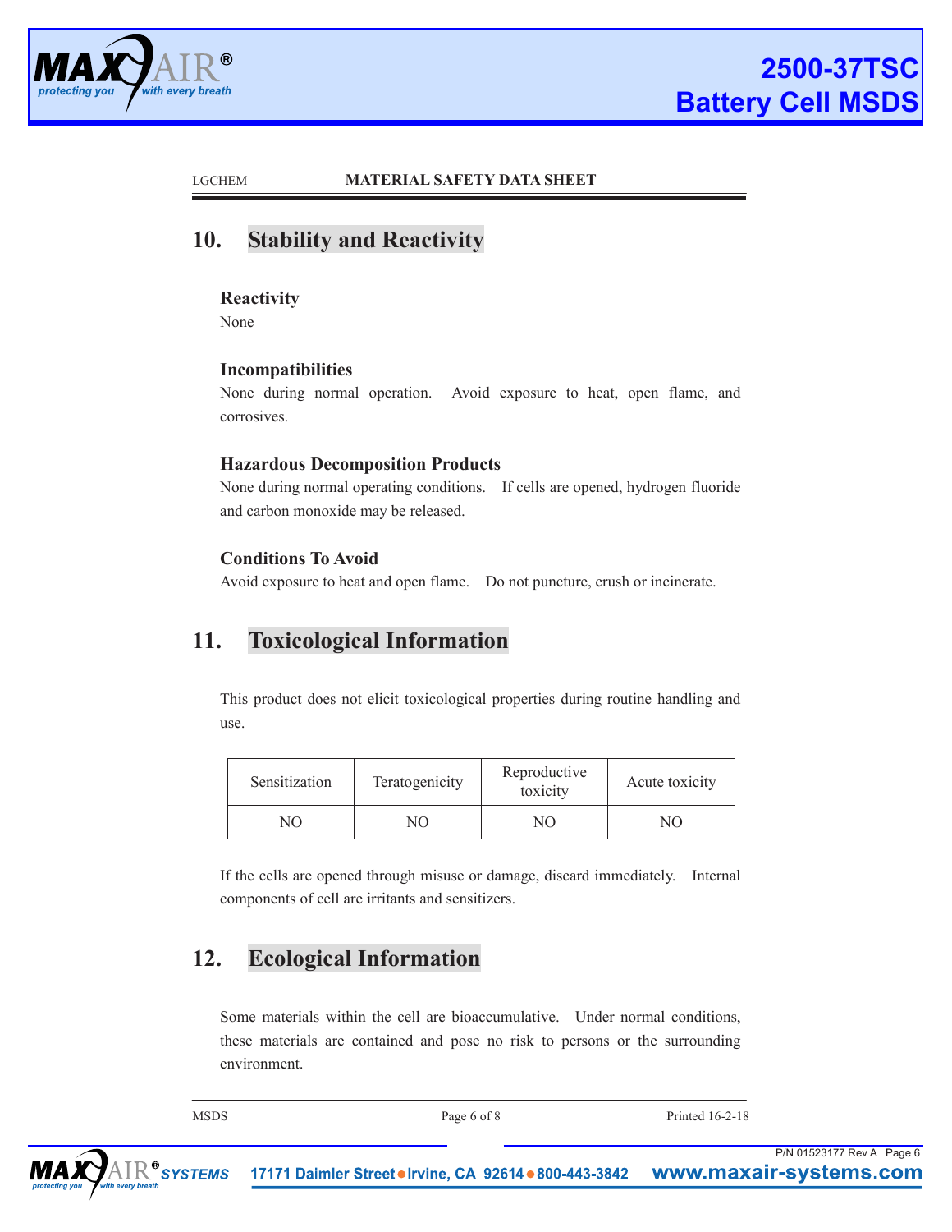## 10. Stability and Reactivity

### Reactivity

None

### Incompatibilities

None during normal operation. Avoid exposure to heat, open flame, and corrosives.

### Hazardous Decomposition Products

None during normal operating conditions. If cells are opened, hydrogen fluoride and carbon monoxide may be released.

### Conditions To Avoid

Avoid exposure to heat and open flame. Do not puncture, crush or incinerate.

## 11. Toxicological Information

This product does not elicit toxicological properties during routine handling and use.

| Sensitization | Teratogenicity | Reproductive toxicity | Acute toxicity |
|---|---|---|---|
| NO | NO | NO | NO |

If the cells are opened through misuse or damage, discard immediately. Internal components of cell are irritants and sensitizers.

## 12. Ecological Information

Some materials within the cell are bioaccumulative. Under normal conditions, these materials are contained and pose no risk to persons or the surrounding environment.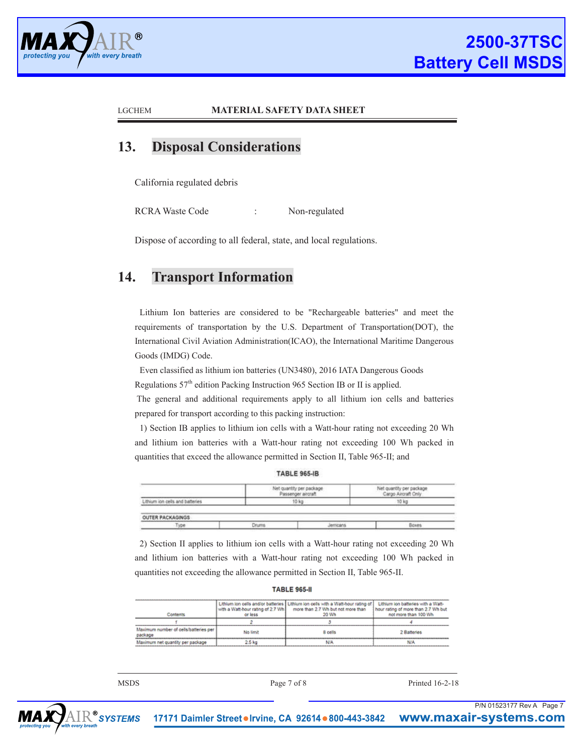## 13. Disposal Considerations

California regulated debris

RCRA Waste Code : Non-regulated

Dispose of according to all federal, state, and local regulations.

## 14. Transport Information

Lithium Ion batteries are considered to be "Rechargeable batteries" and meet the requirements of transportation by the U.S. Department of Transportation(DOT), the International Civil Aviation Administration(ICAO), the International Maritime Dangerous Goods (IMDG) Code.

Even classified as lithium ion batteries (UN3480), 2016 IATA Dangerous Goods Regulations 57th edition Packing Instruction 965 Section IB or II is applied.

The general and additional requirements apply to all lithium ion cells and batteries prepared for transport according to this packing instruction:

1) Section IB applies to lithium ion cells with a Watt-hour rating not exceeding 20 Wh and lithium ion batteries with a Watt-hour rating not exceeding 100 Wh packed in quantities that exceed the allowance permitted in Section II, Table 965-II; and

**TABLE 965-IB**

| | Net quantity per package Passenger aircraft | Net quantity per package Cargo Aircraft Only |
|---|---|---|
| Lithium ion cells and batteries | 10 kg | 10 kg |

| OUTER PACKAGINGS | | | |
|---|---|---|---|
| Type | Drums | Jerricans | Boxes |

2) Section II applies to lithium ion cells with a Watt-hour rating not exceeding 20 Wh and lithium ion batteries with a Watt-hour rating not exceeding 100 Wh packed in quantities not exceeding the allowance permitted in Section II, Table 965-II.

**TABLE 965-II**

| Contents | Lithium ion cells and/or batteries with a Watt-hour rating of 2.7 Wh or less | Lithium ion cells with a Watt-hour rating of more than 2.7 Wh but not more than 20 Wh | Lithium ion batteries with a Watt-hour rating of more than 2.7 Wh but not more than 100 Wh |
|---|---|---|---|
| 1 | 2 | 3 | 4 |
| Maximum number of cells/batteries per package | No limit | 8 cells | 2 Batteries |
| Maximum net quantity per package | 2.5 kg | N/A | N/A |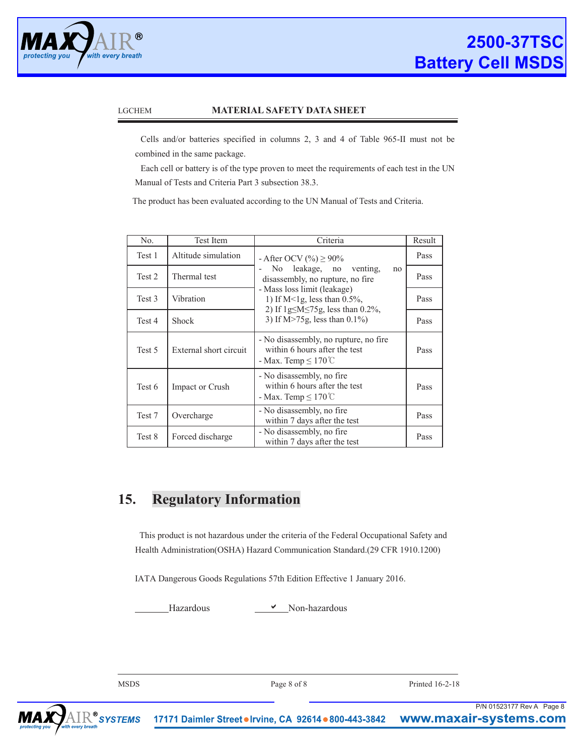Cells and/or batteries specified in columns 2, 3 and 4 of Table 965-II must not be combined in the same package.

Each cell or battery is of the type proven to meet the requirements of each test in the UN Manual of Tests and Criteria Part 3 subsection 38.3.

The product has been evaluated according to the UN Manual of Tests and Criteria.

| No. | Test Item | Criteria | Result |
|---|---|---|---|
| Test 1 | Altitude simulation | - After OCV (%) ≥ 90%<br>- No leakage, no venting, no disassembly, no rupture, no fire<br>- Mass loss limit (leakage)<br>1) If M<1g, less than 0.5%,<br>2) If 1g≤M≤75g, less than 0.2%,<br>3) If M>75g, less than 0.1%) | Pass |
| Test 2 | Thermal test | | Pass |
| Test 3 | Vibration | | Pass |
| Test 4 | Shock | | Pass |
| Test 5 | External short circuit | - No disassembly, no rupture, no fire within 6 hours after the test<br>- Max. Temp ≤ 170℃ | Pass |
| Test 6 | Impact or Crush | - No disassembly, no fire within 6 hours after the test<br>- Max. Temp ≤ 170℃ | Pass |
| Test 7 | Overcharge | - No disassembly, no fire within 7 days after the test | Pass |
| Test 8 | Forced discharge | - No disassembly, no fire within 7 days after the test | Pass |

## 15. Regulatory Information

This product is not hazardous under the criteria of the Federal Occupational Safety and Health Administration(OSHA) Hazard Communication Standard.(29 CFR 1910.1200)

IATA Dangerous Goods Regulations 57th Edition Effective 1 January 2016.

_______ Hazardous ___✔___ Non-hazardous